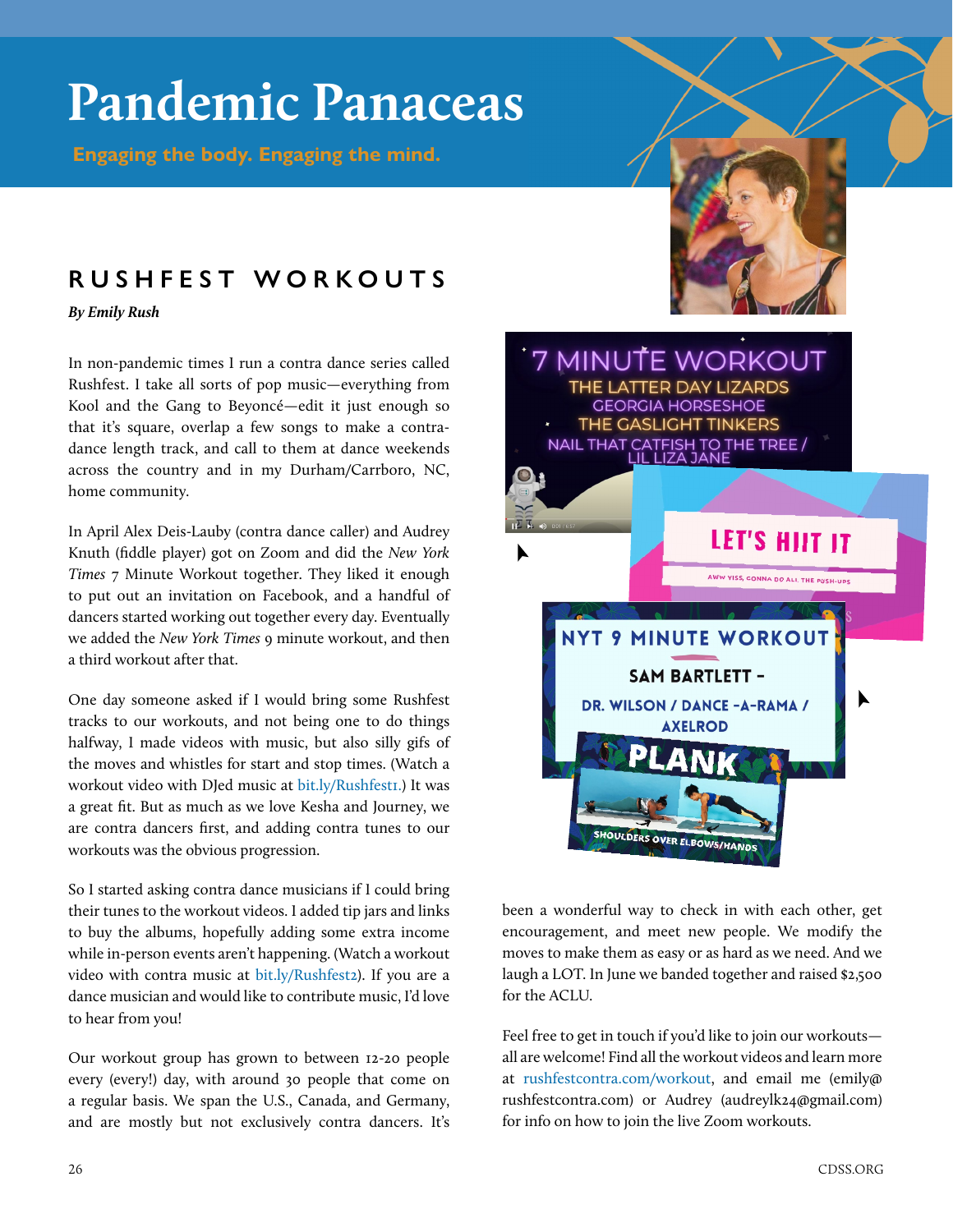# Pandemic Panaceas

**Engaging the body. Engaging the mind.**

## RUSHFEST WORKOUTS

***By Emily Rush***

In non-pandemic times I run a contra dance series called Rushfest. I take all sorts of pop music—everything from Kool and the Gang to Beyoncé—edit it just enough so that it's square, overlap a few songs to make a contra-dance length track, and call to them at dance weekends across the country and in my Durham/Carrboro, NC, home community.

In April Alex Deis-Lauby (contra dance caller) and Audrey Knuth (fiddle player) got on Zoom and did the *New York Times* 7 Minute Workout together. They liked it enough to put out an invitation on Facebook, and a handful of dancers started working out together every day. Eventually we added the *New York Times* 9 minute workout, and then a third workout after that.

One day someone asked if I would bring some Rushfest tracks to our workouts, and not being one to do things halfway, I made videos with music, but also silly gifs of the moves and whistles for start and stop times. (Watch a workout video with DJed music at bit.ly/Rushfest1.) It was a great fit. But as much as we love Kesha and Journey, we are contra dancers first, and adding contra tunes to our workouts was the obvious progression.

So I started asking contra dance musicians if I could bring their tunes to the workout videos. I added tip jars and links to buy the albums, hopefully adding some extra income while in-person events aren't happening. (Watch a workout video with contra music at bit.ly/Rushfest2). If you are a dance musician and would like to contribute music, I'd love to hear from you!

Our workout group has grown to between 12-20 people every (every!) day, with around 30 people that come on a regular basis. We span the U.S., Canada, and Germany, and are mostly but not exclusively contra dancers. It's been a wonderful way to check in with each other, get encouragement, and meet new people. We modify the moves to make them as easy or as hard as we need. And we laugh a LOT. In June we banded together and raised $2,500 for the ACLU.

Feel free to get in touch if you'd like to join our workouts—all are welcome! Find all the workout videos and learn more at rushfestcontra.com/workout, and email me (emily@rushfestcontra.com) or Audrey (audreylk24@gmail.com) for info on how to join the live Zoom workouts.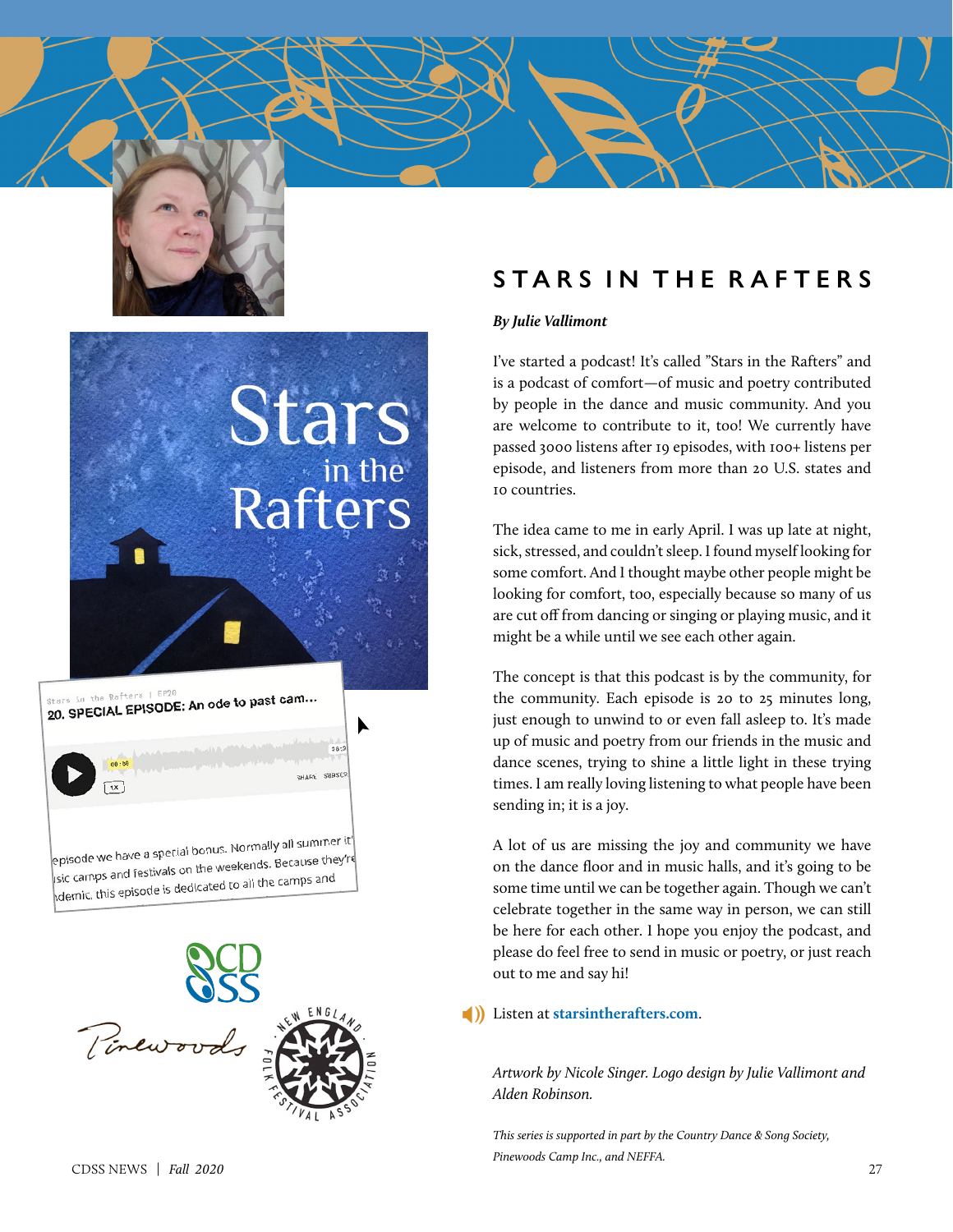## STARS IN THE RAFTERS

*By Julie Vallimont*

I've started a podcast! It's called "Stars in the Rafters" and is a podcast of comfort—of music and poetry contributed by people in the dance and music community. And you are welcome to contribute to it, too! We currently have passed 3000 listens after 19 episodes, with 100+ listens per episode, and listeners from more than 20 U.S. states and 10 countries.

The idea came to me in early April. I was up late at night, sick, stressed, and couldn't sleep. I found myself looking for some comfort. And I thought maybe other people might be looking for comfort, too, especially because so many of us are cut off from dancing or singing or playing music, and it might be a while until we see each other again.

The concept is that this podcast is by the community, for the community. Each episode is 20 to 25 minutes long, just enough to unwind to or even fall asleep to. It's made up of music and poetry from our friends in the music and dance scenes, trying to shine a little light in these trying times. I am really loving listening to what people have been sending in; it is a joy.

A lot of us are missing the joy and community we have on the dance floor and in music halls, and it's going to be some time until we can be together again. Though we can't celebrate together in the same way in person, we can still be here for each other. I hope you enjoy the podcast, and please do feel free to send in music or poetry, or just reach out to me and say hi!

Listen at **starsintherafters.com**.

*Artwork by Nicole Singer. Logo design by Julie Vallimont and Alden Robinson.*

*This series is supported in part by the Country Dance & Song Society, Pinewoods Camp Inc., and NEFFA.*